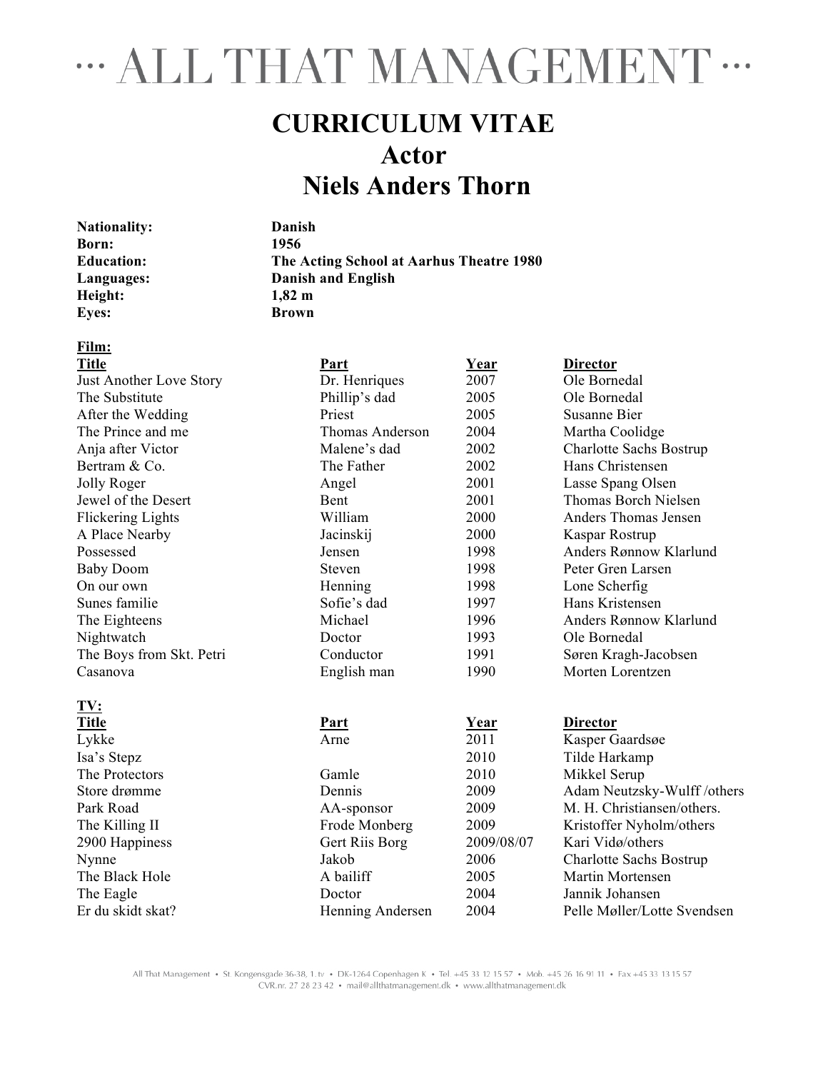# ··· ALL THAT MANAGEMENT ···

# CURRICULUM VITAE
# Actor
# Niels Anders Thorn

| | |
|---|---|
| **Nationality:** | **Danish** |
| **Born:** | **1956** |
| **Education:** | **The Acting School at Aarhus Theatre 1980** |
| **Languages:** | **Danish and English** |
| **Height:** | **1,82 m** |
| **Eyes:** | **Brown** |

**Film:**

| Title | Part | Year | Director |
|---|---|---|---|
| Just Another Love Story | Dr. Henriques | 2007 | Ole Bornedal |
| The Substitute | Phillip's dad | 2005 | Ole Bornedal |
| After the Wedding | Priest | 2005 | Susanne Bier |
| The Prince and me | Thomas Anderson | 2004 | Martha Coolidge |
| Anja after Victor | Malene's dad | 2002 | Charlotte Sachs Bostrup |
| Bertram & Co. | The Father | 2002 | Hans Christensen |
| Jolly Roger | Angel | 2001 | Lasse Spang Olsen |
| Jewel of the Desert | Bent | 2001 | Thomas Borch Nielsen |
| Flickering Lights | William | 2000 | Anders Thomas Jensen |
| A Place Nearby | Jacinskij | 2000 | Kaspar Rostrup |
| Possessed | Jensen | 1998 | Anders Rønnow Klarlund |
| Baby Doom | Steven | 1998 | Peter Gren Larsen |
| On our own | Henning | 1998 | Lone Scherfig |
| Sunes familie | Sofie's dad | 1997 | Hans Kristensen |
| The Eighteens | Michael | 1996 | Anders Rønnow Klarlund |
| Nightwatch | Doctor | 1993 | Ole Bornedal |
| The Boys from Skt. Petri | Conductor | 1991 | Søren Kragh-Jacobsen |
| Casanova | English man | 1990 | Morten Lorentzen |

**TV:**

| Title | Part | Year | Director |
|---|---|---|---|
| Lykke | Arne | 2011 | Kasper Gaardsøe |
| Isa's Stepz | | 2010 | Tilde Harkamp |
| The Protectors | Gamle | 2010 | Mikkel Serup |
| Store drømme | Dennis | 2009 | Adam Neutzsky-Wulff /others |
| Park Road | AA-sponsor | 2009 | M. H. Christiansen/others. |
| The Killing II | Frode Monberg | 2009 | Kristoffer Nyholm/others |
| 2900 Happiness | Gert Riis Borg | 2009/08/07 | Kari Vidø/others |
| Nynne | Jakob | 2006 | Charlotte Sachs Bostrup |
| The Black Hole | A bailiff | 2005 | Martin Mortensen |
| The Eagle | Doctor | 2004 | Jannik Johansen |
| Er du skidt skat? | Henning Andersen | 2004 | Pelle Møller/Lotte Svendsen |

All That Management • St. Kongensgade 36-38, 1. tv • DK-1264 Copenhagen K • Tel. +45 33 12 15 57 • Mob. +45 26 16 91 11 • Fax +45 33 13 15 57
CVR.nr. 27 28 23 42 • mail@allthatmanagement.dk • www.allthatmanagement.dk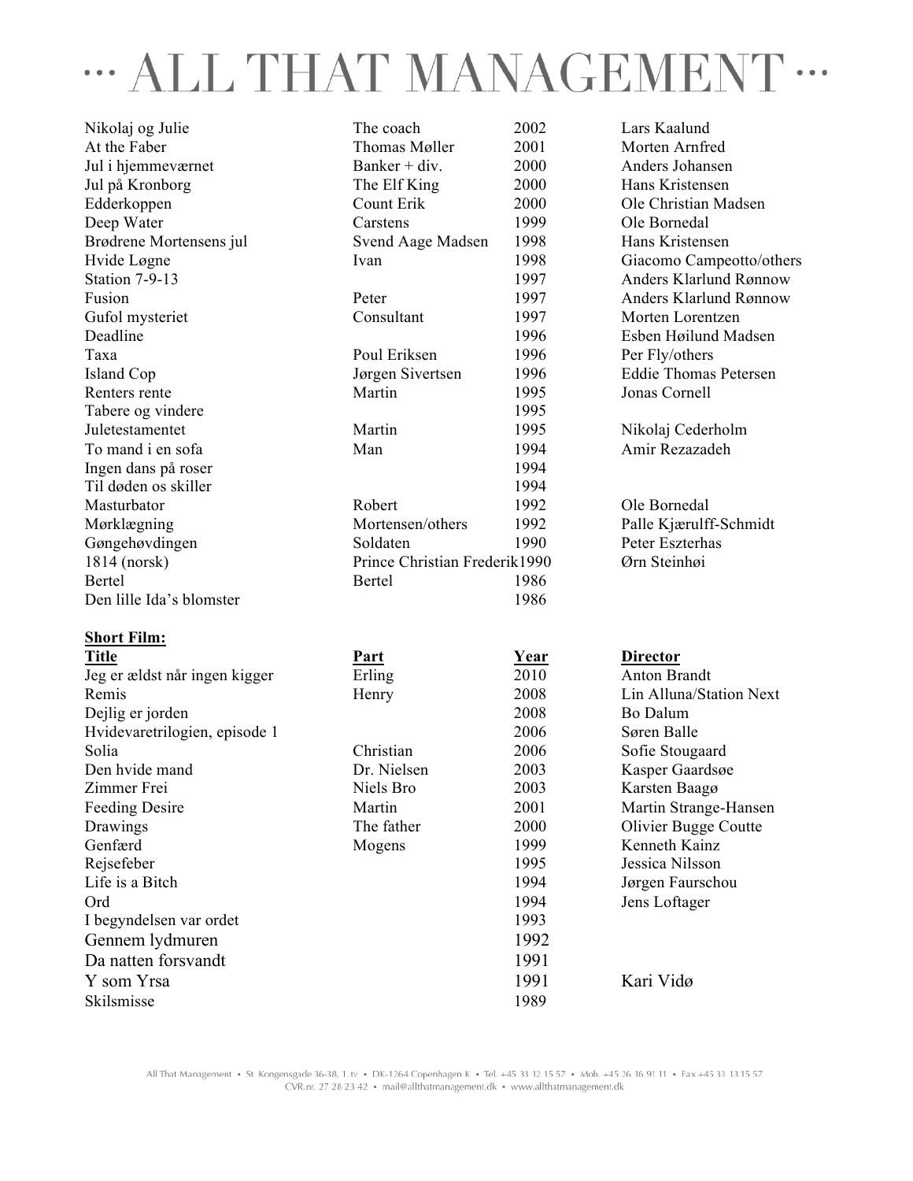# ··· ALL THAT MANAGEMENT ···

| | | | |
|---|---|---|---|
| Nikolaj og Julie | The coach | 2002 | Lars Kaalund |
| At the Faber | Thomas Møller | 2001 | Morten Arnfred |
| Jul i hjemmeværnet | Banker + div. | 2000 | Anders Johansen |
| Jul på Kronborg | The Elf King | 2000 | Hans Kristensen |
| Edderkoppen | Count Erik | 2000 | Ole Christian Madsen |
| Deep Water | Carstens | 1999 | Ole Bornedal |
| Brødrene Mortensens jul | Svend Aage Madsen | 1998 | Hans Kristensen |
| Hvide Løgne | Ivan | 1998 | Giacomo Campeotto/others |
| Station 7-9-13 | | 1997 | Anders Klarlund Rønnow |
| Fusion | Peter | 1997 | Anders Klarlund Rønnow |
| Gufol mysteriet | Consultant | 1997 | Morten Lorentzen |
| Deadline | | 1996 | Esben Høilund Madsen |
| Taxa | Poul Eriksen | 1996 | Per Fly/others |
| Island Cop | Jørgen Sivertsen | 1996 | Eddie Thomas Petersen |
| Renters rente | Martin | 1995 | Jonas Cornell |
| Tabere og vindere | | 1995 | |
| Juletestamentet | Martin | 1995 | Nikolaj Cederholm |
| To mand i en sofa | Man | 1994 | Amir Rezazadeh |
| Ingen dans på roser | | 1994 | |
| Til døden os skiller | | 1994 | |
| Masturbator | Robert | 1992 | Ole Bornedal |
| Mørklægning | Mortensen/others | 1992 | Palle Kjærulff-Schmidt |
| Gøngehøvdingen | Soldaten | 1990 | Peter Eszterhas |
| 1814 (norsk) | Prince Christian Frederik | 1990 | Ørn Steinhøi |
| Bertel | Bertel | 1986 | |
| Den lille Ida's blomster | | 1986 | |

**Short Film:**

| **Title** | **Part** | **Year** | **Director** |
|---|---|---|---|
| Jeg er ældst når ingen kigger | Erling | 2010 | Anton Brandt |
| Remis | Henry | 2008 | Lin Alluna/Station Next |
| Dejlig er jorden | | 2008 | Bo Dalum |
| Hvidevaretrilogien, episode 1 | | 2006 | Søren Balle |
| Solia | Christian | 2006 | Sofie Stougaard |
| Den hvide mand | Dr. Nielsen | 2003 | Kasper Gaardsøe |
| Zimmer Frei | Niels Bro | 2003 | Karsten Baagø |
| Feeding Desire | Martin | 2001 | Martin Strange-Hansen |
| Drawings | The father | 2000 | Olivier Bugge Coutte |
| Genfærd | Mogens | 1999 | Kenneth Kainz |
| Rejsefeber | | 1995 | Jessica Nilsson |
| Life is a Bitch | | 1994 | Jørgen Faurschou |
| Ord | | 1994 | Jens Loftager |
| I begyndelsen var ordet | | 1993 | |
| Gennem lydmuren | | 1992 | |
| Da natten forsvandt | | 1991 | |
| Y som Yrsa | | 1991 | Kari Vidø |
| Skilsmisse | | 1989 | |

All That Management • St. Kongensgade 36-38, 1. tv • DK-1264 Copenhagen K • Tel. +45 33 12 15 57 • Mob. +45 26 16 91 11 • Fax +45 33 13 15 57
CVR.nr. 27 28 23 42 • mail@allthatmanagement.dk • www.allthatmanagement.dk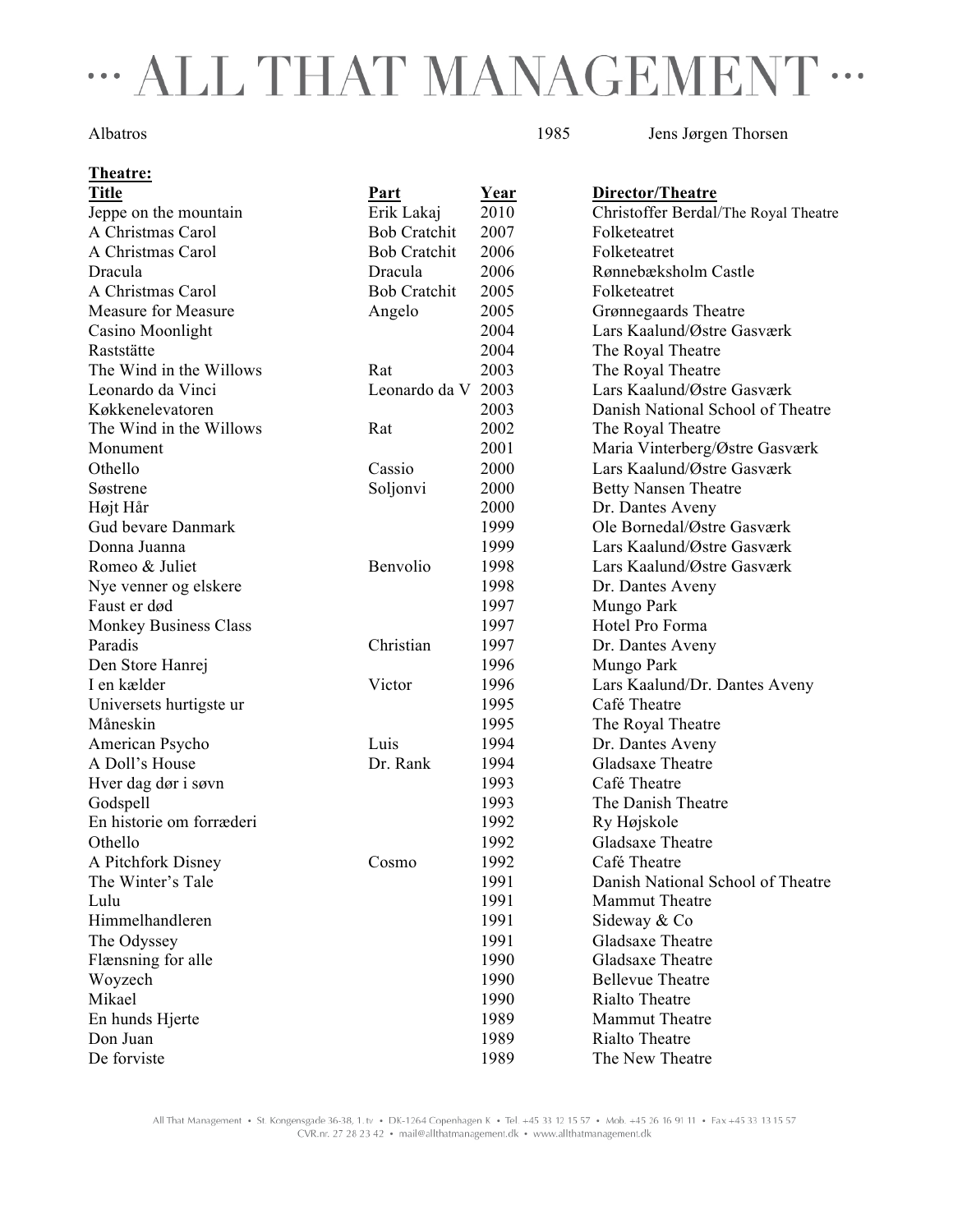# ··· ALL THAT MANAGEMENT ···

| Albatros | | 1985 | Jens Jørgen Thorsen |
|---|---|---|---|

**Theatre:**

| **Title** | **Part** | **Year** | **Director/Theatre** |
|---|---|---|---|
| Jeppe on the mountain | Erik Lakaj | 2010 | Christoffer Berdal/The Royal Theatre |
| A Christmas Carol | Bob Cratchit | 2007 | Folketeatret |
| A Christmas Carol | Bob Cratchit | 2006 | Folketeatret |
| Dracula | Dracula | 2006 | Rønnebæksholm Castle |
| A Christmas Carol | Bob Cratchit | 2005 | Folketeatret |
| Measure for Measure | Angelo | 2005 | Grønnegaards Theatre |
| Casino Moonlight | | 2004 | Lars Kaalund/Østre Gasværk |
| Raststätte | | 2004 | The Royal Theatre |
| The Wind in the Willows | Rat | 2003 | The Royal Theatre |
| Leonardo da Vinci | Leonardo da V | 2003 | Lars Kaalund/Østre Gasværk |
| Køkkenelevatoren | | 2003 | Danish National School of Theatre |
| The Wind in the Willows | Rat | 2002 | The Royal Theatre |
| Monument | | 2001 | Maria Vinterberg/Østre Gasværk |
| Othello | Cassio | 2000 | Lars Kaalund/Østre Gasværk |
| Søstrene | Soljonvi | 2000 | Betty Nansen Theatre |
| Højt Hår | | 2000 | Dr. Dantes Aveny |
| Gud bevare Danmark | | 1999 | Ole Bornedal/Østre Gasværk |
| Donna Juanna | | 1999 | Lars Kaalund/Østre Gasværk |
| Romeo & Juliet | Benvolio | 1998 | Lars Kaalund/Østre Gasværk |
| Nye venner og elskere | | 1998 | Dr. Dantes Aveny |
| Faust er død | | 1997 | Mungo Park |
| Monkey Business Class | | 1997 | Hotel Pro Forma |
| Paradis | Christian | 1997 | Dr. Dantes Aveny |
| Den Store Hanrej | | 1996 | Mungo Park |
| I en kælder | Victor | 1996 | Lars Kaalund/Dr. Dantes Aveny |
| Universets hurtigste ur | | 1995 | Café Theatre |
| Måneskin | | 1995 | The Royal Theatre |
| American Psycho | Luis | 1994 | Dr. Dantes Aveny |
| A Doll's House | Dr. Rank | 1994 | Gladsaxe Theatre |
| Hver dag dør i søvn | | 1993 | Café Theatre |
| Godspell | | 1993 | The Danish Theatre |
| En historie om forræderi | | 1992 | Ry Højskole |
| Othello | | 1992 | Gladsaxe Theatre |
| A Pitchfork Disney | Cosmo | 1992 | Café Theatre |
| The Winter's Tale | | 1991 | Danish National School of Theatre |
| Lulu | | 1991 | Mammut Theatre |
| Himmelhandleren | | 1991 | Sideway & Co |
| The Odyssey | | 1991 | Gladsaxe Theatre |
| Flænsning for alle | | 1990 | Gladsaxe Theatre |
| Woyzech | | 1990 | Bellevue Theatre |
| Mikael | | 1990 | Rialto Theatre |
| En hunds Hjerte | | 1989 | Mammut Theatre |
| Don Juan | | 1989 | Rialto Theatre |
| De forviste | | 1989 | The New Theatre |

All That Management • St. Kongensgade 36-38, 1. tv • DK-1264 Copenhagen K • Tel. +45 33 12 15 57 • Mob. +45 26 16 91 11 • Fax +45 33 13 15 57
CVR.nr. 27 28 23 42 • mail@allthatmanagement.dk • www.allthatmanagement.dk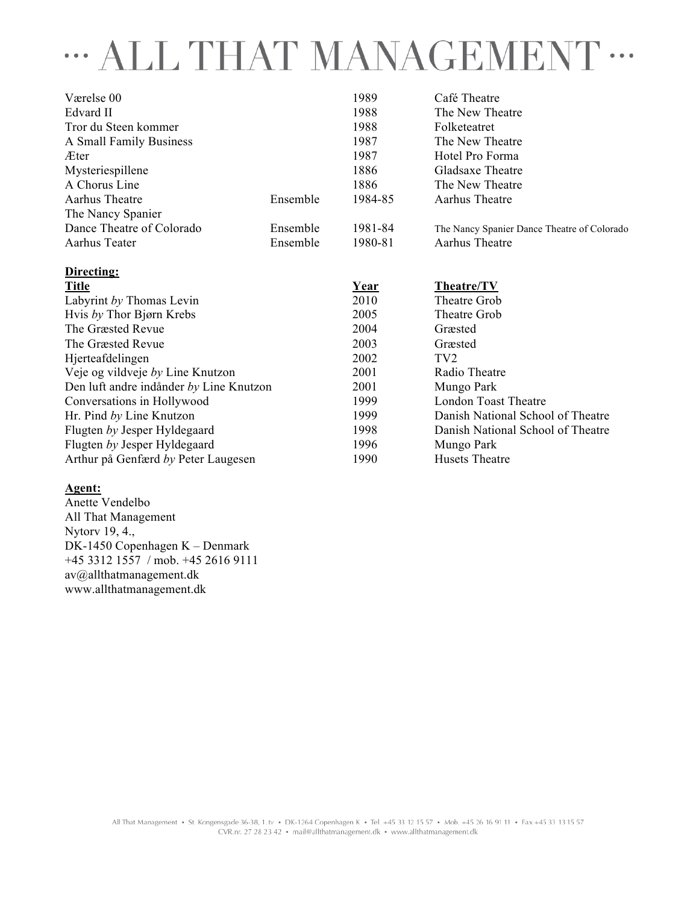| | | | |
|---|---|---|---|
| Værelse 00 | | 1989 | Café Theatre |
| Edvard II | | 1988 | The New Theatre |
| Tror du Steen kommer | | 1988 | Folketeatret |
| A Small Family Business | | 1987 | The New Theatre |
| Æter | | 1987 | Hotel Pro Forma |
| Mysteriespillene | | 1886 | Gladsaxe Theatre |
| A Chorus Line | | 1886 | The New Theatre |
| Aarhus Theatre | Ensemble | 1984-85 | Aarhus Theatre |
| The Nancy Spanier Dance Theatre of Colorado | Ensemble | 1981-84 | The Nancy Spanier Dance Theatre of Colorado |
| Aarhus Teater | Ensemble | 1980-81 | Aarhus Theatre |

**Directing:**

| **Title** | **Year** | **Theatre/TV** |
|---|---|---|
| Labyrint *by* Thomas Levin | 2010 | Theatre Grob |
| Hvis *by* Thor Bjørn Krebs | 2005 | Theatre Grob |
| The Græsted Revue | 2004 | Græsted |
| The Græsted Revue | 2003 | Græsted |
| Hjerteafdelingen | 2002 | TV2 |
| Veje og vildveje *by* Line Knutzon | 2001 | Radio Theatre |
| Den luft andre indånder *by* Line Knutzon | 2001 | Mungo Park |
| Conversations in Hollywood | 1999 | London Toast Theatre |
| Hr. Pind *by* Line Knutzon | 1999 | Danish National School of Theatre |
| Flugten *by* Jesper Hyldegaard | 1998 | Danish National School of Theatre |
| Flugten *by* Jesper Hyldegaard | 1996 | Mungo Park |
| Arthur på Genfærd *by* Peter Laugesen | 1990 | Husets Theatre |

**Agent:**

Anette Vendelbo
All That Management
Nytorv 19, 4.,
DK-1450 Copenhagen K – Denmark
+45 3312 1557 / mob. +45 2616 9111
av@allthatmanagement.dk
www.allthatmanagement.dk